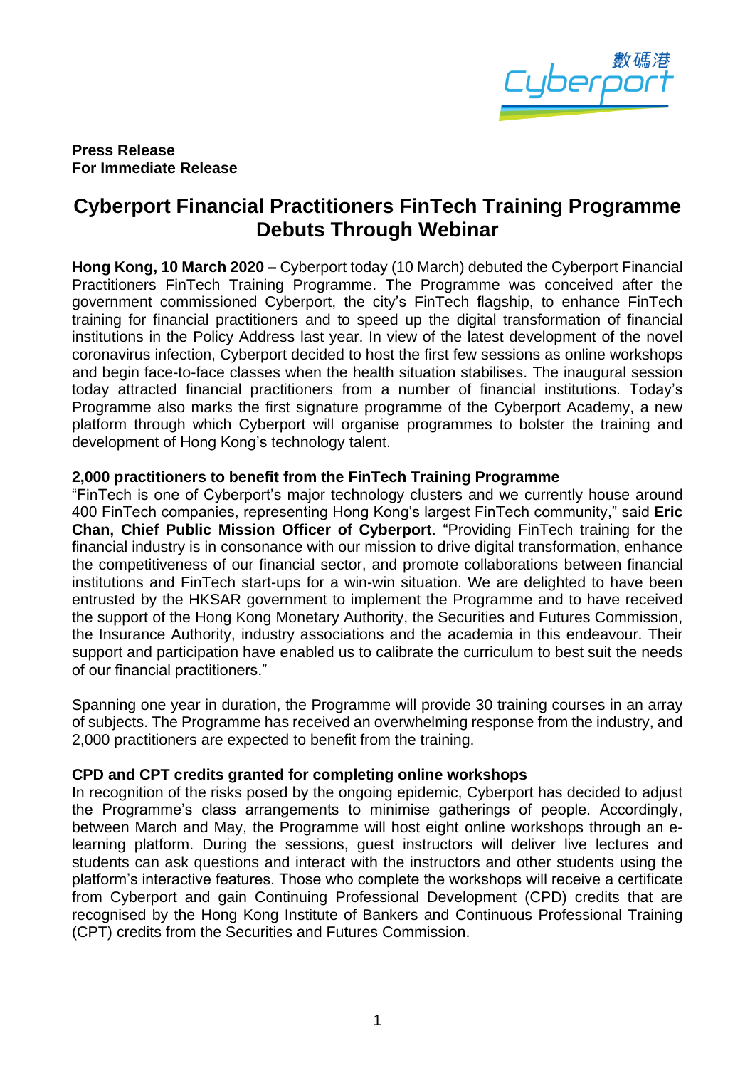**Press Release**
**For Immediate Release**

# Cyberport Financial Practitioners FinTech Training Programme Debuts Through Webinar

**Hong Kong, 10 March 2020 –** Cyberport today (10 March) debuted the Cyberport Financial Practitioners FinTech Training Programme. The Programme was conceived after the government commissioned Cyberport, the city's FinTech flagship, to enhance FinTech training for financial practitioners and to speed up the digital transformation of financial institutions in the Policy Address last year. In view of the latest development of the novel coronavirus infection, Cyberport decided to host the first few sessions as online workshops and begin face-to-face classes when the health situation stabilises. The inaugural session today attracted financial practitioners from a number of financial institutions. Today's Programme also marks the first signature programme of the Cyberport Academy, a new platform through which Cyberport will organise programmes to bolster the training and development of Hong Kong's technology talent.

**2,000 practitioners to benefit from the FinTech Training Programme**

"FinTech is one of Cyberport's major technology clusters and we currently house around 400 FinTech companies, representing Hong Kong's largest FinTech community," said **Eric Chan, Chief Public Mission Officer of Cyberport**. "Providing FinTech training for the financial industry is in consonance with our mission to drive digital transformation, enhance the competitiveness of our financial sector, and promote collaborations between financial institutions and FinTech start-ups for a win-win situation. We are delighted to have been entrusted by the HKSAR government to implement the Programme and to have received the support of the Hong Kong Monetary Authority, the Securities and Futures Commission, the Insurance Authority, industry associations and the academia in this endeavour. Their support and participation have enabled us to calibrate the curriculum to best suit the needs of our financial practitioners."

Spanning one year in duration, the Programme will provide 30 training courses in an array of subjects. The Programme has received an overwhelming response from the industry, and 2,000 practitioners are expected to benefit from the training.

**CPD and CPT credits granted for completing online workshops**

In recognition of the risks posed by the ongoing epidemic, Cyberport has decided to adjust the Programme's class arrangements to minimise gatherings of people. Accordingly, between March and May, the Programme will host eight online workshops through an e-learning platform. During the sessions, guest instructors will deliver live lectures and students can ask questions and interact with the instructors and other students using the platform's interactive features. Those who complete the workshops will receive a certificate from Cyberport and gain Continuing Professional Development (CPD) credits that are recognised by the Hong Kong Institute of Bankers and Continuous Professional Training (CPT) credits from the Securities and Futures Commission.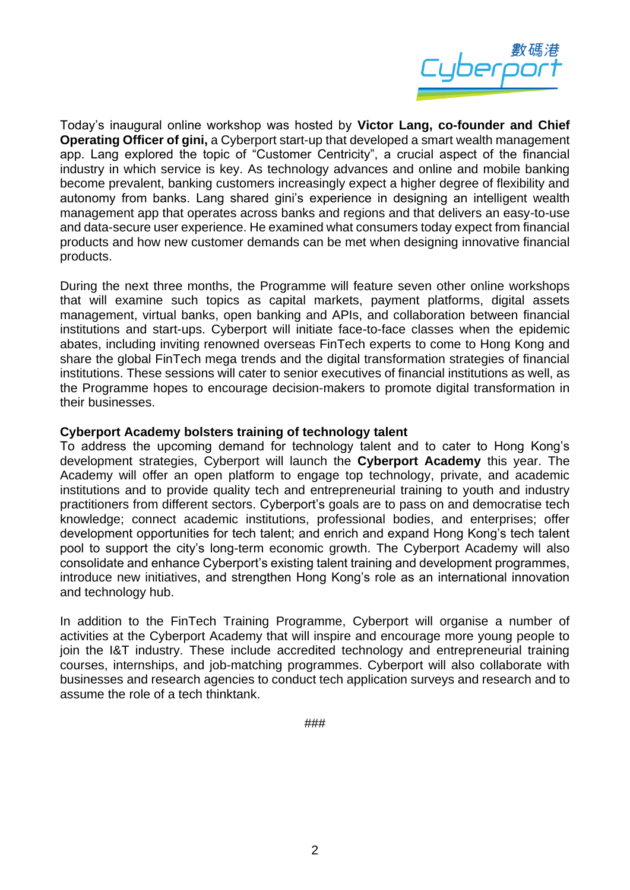Today's inaugural online workshop was hosted by **Victor Lang, co-founder and Chief Operating Officer of gini,** a Cyberport start-up that developed a smart wealth management app. Lang explored the topic of "Customer Centricity", a crucial aspect of the financial industry in which service is key. As technology advances and online and mobile banking become prevalent, banking customers increasingly expect a higher degree of flexibility and autonomy from banks. Lang shared gini's experience in designing an intelligent wealth management app that operates across banks and regions and that delivers an easy-to-use and data-secure user experience. He examined what consumers today expect from financial products and how new customer demands can be met when designing innovative financial products.

During the next three months, the Programme will feature seven other online workshops that will examine such topics as capital markets, payment platforms, digital assets management, virtual banks, open banking and APIs, and collaboration between financial institutions and start-ups. Cyberport will initiate face-to-face classes when the epidemic abates, including inviting renowned overseas FinTech experts to come to Hong Kong and share the global FinTech mega trends and the digital transformation strategies of financial institutions. These sessions will cater to senior executives of financial institutions as well, as the Programme hopes to encourage decision-makers to promote digital transformation in their businesses.

**Cyberport Academy bolsters training of technology talent**

To address the upcoming demand for technology talent and to cater to Hong Kong's development strategies, Cyberport will launch the **Cyberport Academy** this year. The Academy will offer an open platform to engage top technology, private, and academic institutions and to provide quality tech and entrepreneurial training to youth and industry practitioners from different sectors. Cyberport's goals are to pass on and democratise tech knowledge; connect academic institutions, professional bodies, and enterprises; offer development opportunities for tech talent; and enrich and expand Hong Kong's tech talent pool to support the city's long-term economic growth. The Cyberport Academy will also consolidate and enhance Cyberport's existing talent training and development programmes, introduce new initiatives, and strengthen Hong Kong's role as an international innovation and technology hub.

In addition to the FinTech Training Programme, Cyberport will organise a number of activities at the Cyberport Academy that will inspire and encourage more young people to join the I&T industry. These include accredited technology and entrepreneurial training courses, internships, and job-matching programmes. Cyberport will also collaborate with businesses and research agencies to conduct tech application surveys and research and to assume the role of a tech thinktank.

###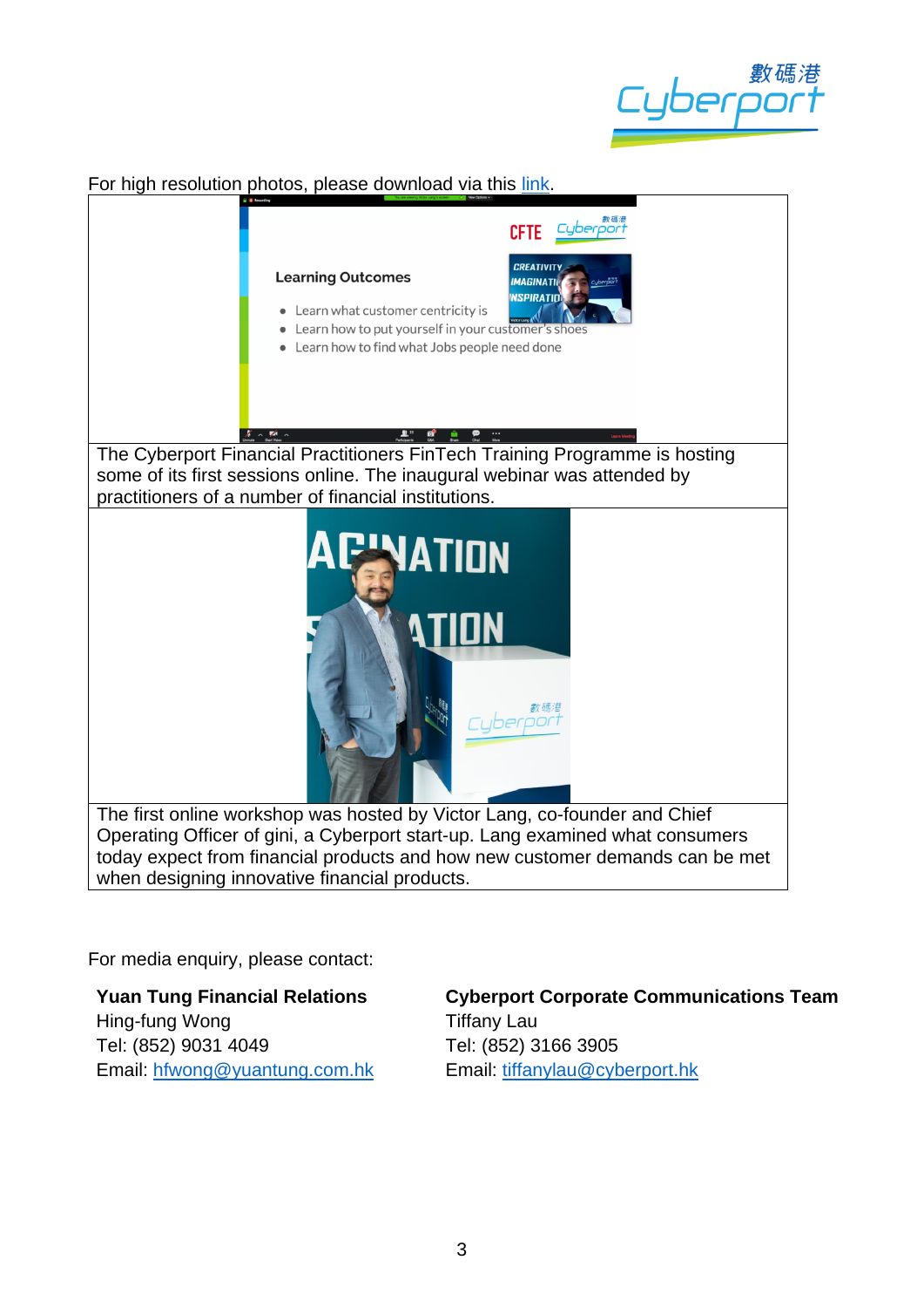For high resolution photos, please download via this link.

The Cyberport Financial Practitioners FinTech Training Programme is hosting some of its first sessions online. The inaugural webinar was attended by practitioners of a number of financial institutions.

The first online workshop was hosted by Victor Lang, co-founder and Chief Operating Officer of gini, a Cyberport start-up. Lang examined what consumers today expect from financial products and how new customer demands can be met when designing innovative financial products.

For media enquiry, please contact:

**Yuan Tung Financial Relations**
Hing-fung Wong
Tel: (852) 9031 4049
Email: hfwong@yuantung.com.hk

**Cyberport Corporate Communications Team**
Tiffany Lau
Tel: (852) 3166 3905
Email: tiffanylau@cyberport.hk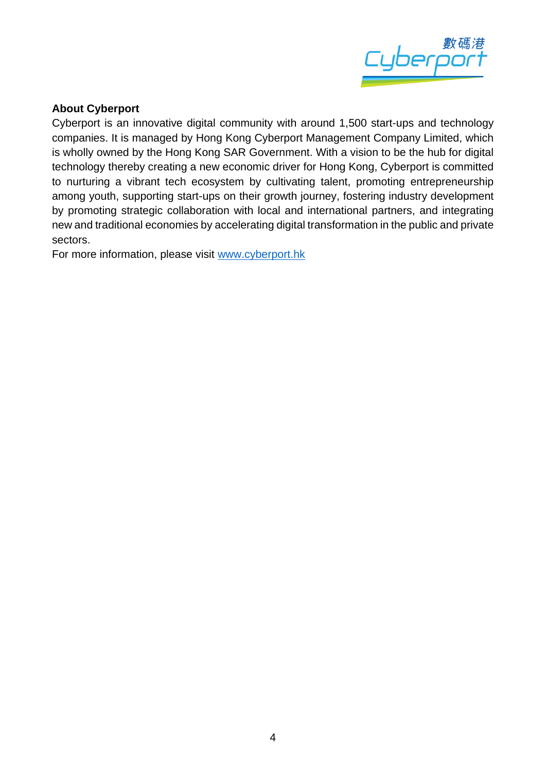**About Cyberport**

Cyberport is an innovative digital community with around 1,500 start-ups and technology companies. It is managed by Hong Kong Cyberport Management Company Limited, which is wholly owned by the Hong Kong SAR Government. With a vision to be the hub for digital technology thereby creating a new economic driver for Hong Kong, Cyberport is committed to nurturing a vibrant tech ecosystem by cultivating talent, promoting entrepreneurship among youth, supporting start-ups on their growth journey, fostering industry development by promoting strategic collaboration with local and international partners, and integrating new and traditional economies by accelerating digital transformation in the public and private sectors.

For more information, please visit [www.cyberport.hk](http://www.cyberport.hk)